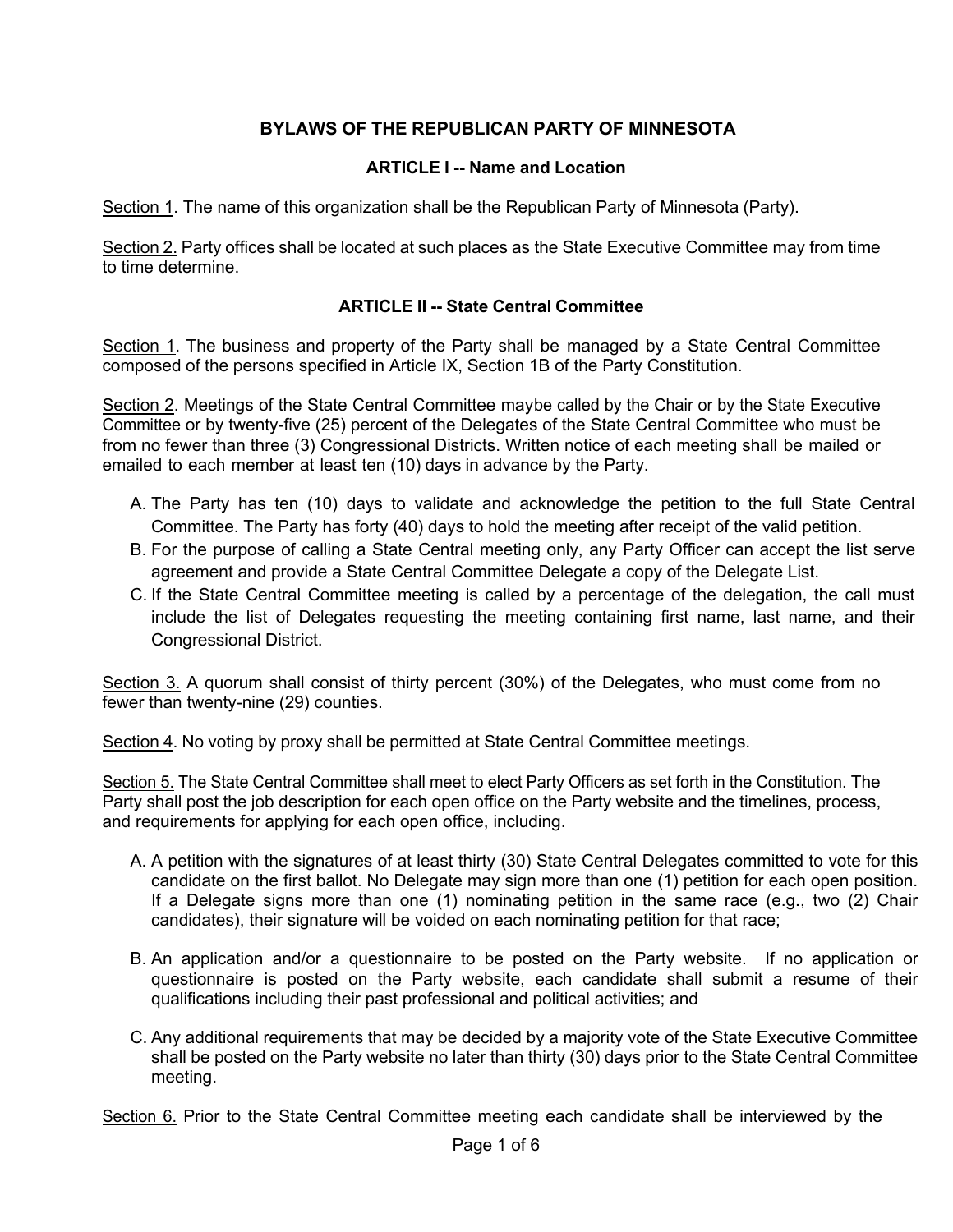# BYLAWS OF THE REPUBLICAN PARTY OF MINNESOTA

## ARTICLE I -- Name and Location

Section 1. The name of this organization shall be the Republican Party of Minnesota (Party).

Section 2. Party offices shall be located at such places as the State Executive Committee may from time to time determine.

## ARTICLE II -- State Central Committee

Section 1. The business and property of the Party shall be managed by a State Central Committee composed of the persons specified in Article IX, Section 1B of the Party Constitution.

Section 2. Meetings of the State Central Committee maybe called by the Chair or by the State Executive Committee or by twenty-five (25) percent of the Delegates of the State Central Committee who must be from no fewer than three (3) Congressional Districts. Written notice of each meeting shall be mailed or emailed to each member at least ten (10) days in advance by the Party.

A. The Party has ten (10) days to validate and acknowledge the petition to the full State Central Committee. The Party has forty (40) days to hold the meeting after receipt of the valid petition.
B. For the purpose of calling a State Central meeting only, any Party Officer can accept the list serve agreement and provide a State Central Committee Delegate a copy of the Delegate List.
C. If the State Central Committee meeting is called by a percentage of the delegation, the call must include the list of Delegates requesting the meeting containing first name, last name, and their Congressional District.

Section 3. A quorum shall consist of thirty percent (30%) of the Delegates, who must come from no fewer than twenty-nine (29) counties.

Section 4. No voting by proxy shall be permitted at State Central Committee meetings.

Section 5. The State Central Committee shall meet to elect Party Officers as set forth in the Constitution. The Party shall post the job description for each open office on the Party website and the timelines, process, and requirements for applying for each open office, including.

A. A petition with the signatures of at least thirty (30) State Central Delegates committed to vote for this candidate on the first ballot. No Delegate may sign more than one (1) petition for each open position. If a Delegate signs more than one (1) nominating petition in the same race (e.g., two (2) Chair candidates), their signature will be voided on each nominating petition for that race;

B. An application and/or a questionnaire to be posted on the Party website. If no application or questionnaire is posted on the Party website, each candidate shall submit a resume of their qualifications including their past professional and political activities; and

C. Any additional requirements that may be decided by a majority vote of the State Executive Committee shall be posted on the Party website no later than thirty (30) days prior to the State Central Committee meeting.

Section 6. Prior to the State Central Committee meeting each candidate shall be interviewed by the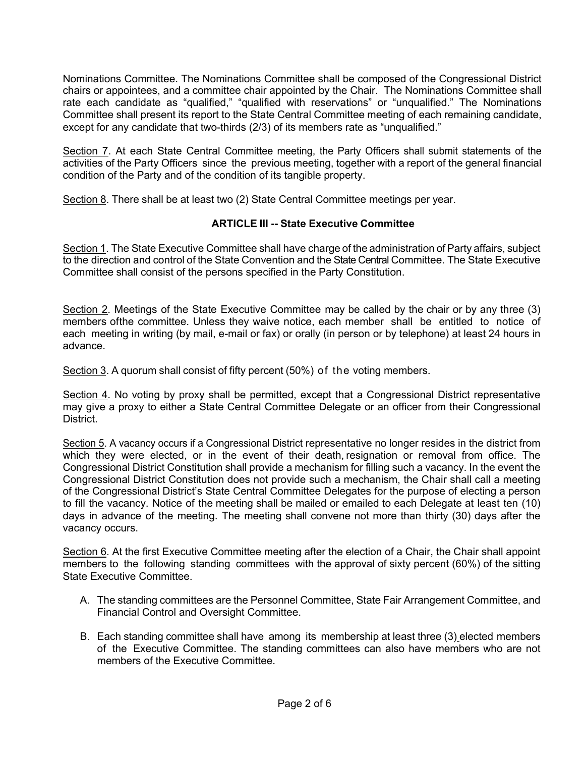Nominations Committee. The Nominations Committee shall be composed of the Congressional District chairs or appointees, and a committee chair appointed by the Chair. The Nominations Committee shall rate each candidate as “qualified,” “qualified with reservations” or “unqualified.” The Nominations Committee shall present its report to the State Central Committee meeting of each remaining candidate, except for any candidate that two-thirds (2/3) of its members rate as “unqualified.”

Section 7. At each State Central Committee meeting, the Party Officers shall submit statements of the activities of the Party Officers since the previous meeting, together with a report of the general financial condition of the Party and of the condition of its tangible property.

Section 8. There shall be at least two (2) State Central Committee meetings per year.

## ARTICLE III -- State Executive Committee

Section 1. The State Executive Committee shall have charge of the administration of Party affairs, subject to the direction and control of the State Convention and the State Central Committee. The State Executive Committee shall consist of the persons specified in the Party Constitution.

Section 2. Meetings of the State Executive Committee may be called by the chair or by any three (3) members ofthe committee. Unless they waive notice, each member shall be entitled to notice of each meeting in writing (by mail, e-mail or fax) or orally (in person or by telephone) at least 24 hours in advance.

Section 3. A quorum shall consist of fifty percent (50%) of the voting members.

Section 4. No voting by proxy shall be permitted, except that a Congressional District representative may give a proxy to either a State Central Committee Delegate or an officer from their Congressional District.

Section 5. A vacancy occurs if a Congressional District representative no longer resides in the district from which they were elected, or in the event of their death, resignation or removal from office. The Congressional District Constitution shall provide a mechanism for filling such a vacancy. In the event the Congressional District Constitution does not provide such a mechanism, the Chair shall call a meeting of the Congressional District’s State Central Committee Delegates for the purpose of electing a person to fill the vacancy. Notice of the meeting shall be mailed or emailed to each Delegate at least ten (10) days in advance of the meeting. The meeting shall convene not more than thirty (30) days after the vacancy occurs.

Section 6. At the first Executive Committee meeting after the election of a Chair, the Chair shall appoint members to the following standing committees with the approval of sixty percent (60%) of the sitting State Executive Committee.

A. The standing committees are the Personnel Committee, State Fair Arrangement Committee, and Financial Control and Oversight Committee.

B. Each standing committee shall have among its membership at least three (3) elected members of the Executive Committee. The standing committees can also have members who are not members of the Executive Committee.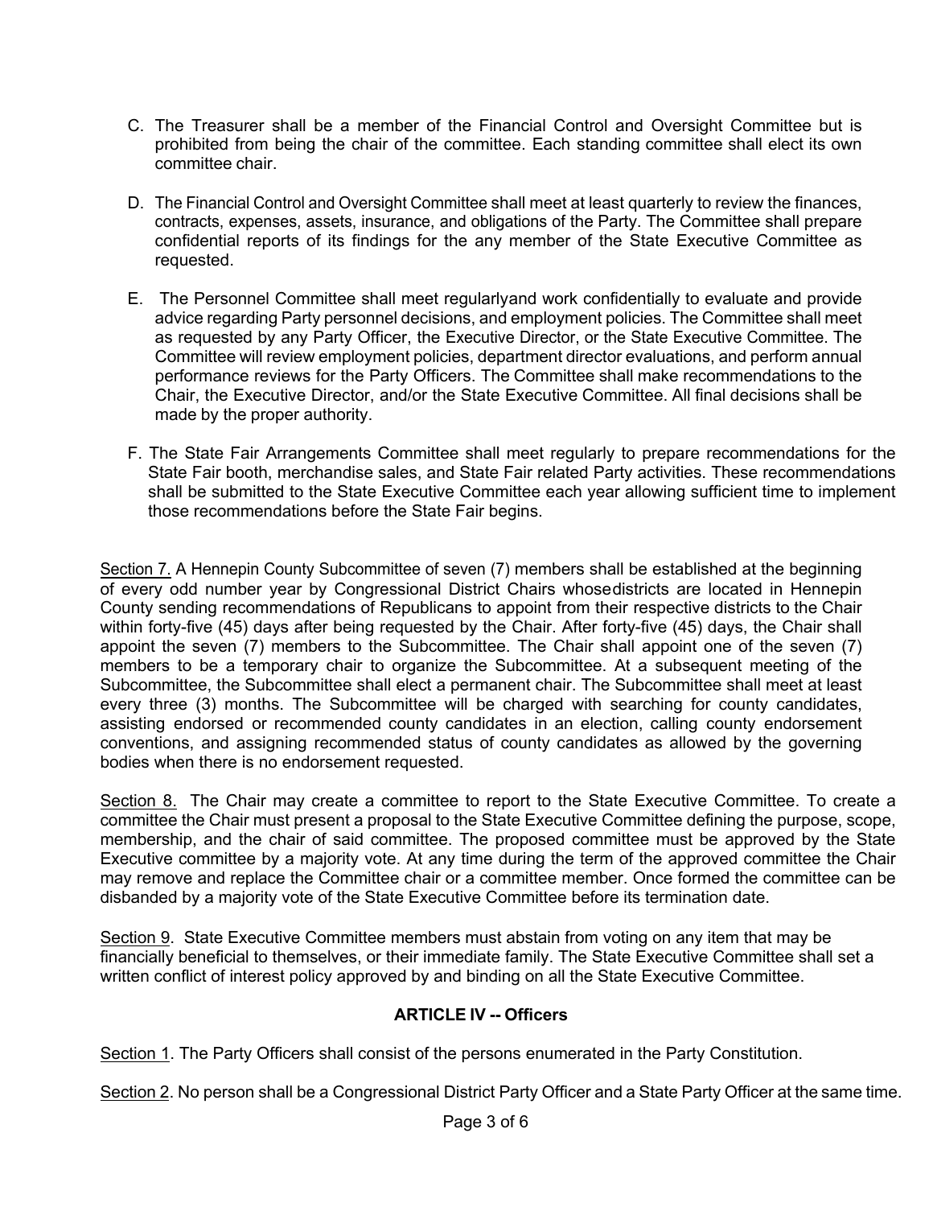C. The Treasurer shall be a member of the Financial Control and Oversight Committee but is prohibited from being the chair of the committee. Each standing committee shall elect its own committee chair.

D. The Financial Control and Oversight Committee shall meet at least quarterly to review the finances, contracts, expenses, assets, insurance, and obligations of the Party. The Committee shall prepare confidential reports of its findings for the any member of the State Executive Committee as requested.

E. The Personnel Committee shall meet regularlyand work confidentially to evaluate and provide advice regarding Party personnel decisions, and employment policies. The Committee shall meet as requested by any Party Officer, the Executive Director, or the State Executive Committee. The Committee will review employment policies, department director evaluations, and perform annual performance reviews for the Party Officers. The Committee shall make recommendations to the Chair, the Executive Director, and/or the State Executive Committee. All final decisions shall be made by the proper authority.

F. The State Fair Arrangements Committee shall meet regularly to prepare recommendations for the State Fair booth, merchandise sales, and State Fair related Party activities. These recommendations shall be submitted to the State Executive Committee each year allowing sufficient time to implement those recommendations before the State Fair begins.

Section 7. A Hennepin County Subcommittee of seven (7) members shall be established at the beginning of every odd number year by Congressional District Chairs whosedistricts are located in Hennepin County sending recommendations of Republicans to appoint from their respective districts to the Chair within forty-five (45) days after being requested by the Chair. After forty-five (45) days, the Chair shall appoint the seven (7) members to the Subcommittee. The Chair shall appoint one of the seven (7) members to be a temporary chair to organize the Subcommittee. At a subsequent meeting of the Subcommittee, the Subcommittee shall elect a permanent chair. The Subcommittee shall meet at least every three (3) months. The Subcommittee will be charged with searching for county candidates, assisting endorsed or recommended county candidates in an election, calling county endorsement conventions, and assigning recommended status of county candidates as allowed by the governing bodies when there is no endorsement requested.

Section 8. The Chair may create a committee to report to the State Executive Committee. To create a committee the Chair must present a proposal to the State Executive Committee defining the purpose, scope, membership, and the chair of said committee. The proposed committee must be approved by the State Executive committee by a majority vote. At any time during the term of the approved committee the Chair may remove and replace the Committee chair or a committee member. Once formed the committee can be disbanded by a majority vote of the State Executive Committee before its termination date.

Section 9. State Executive Committee members must abstain from voting on any item that may be financially beneficial to themselves, or their immediate family. The State Executive Committee shall set a written conflict of interest policy approved by and binding on all the State Executive Committee.

## ARTICLE IV -- Officers

Section 1. The Party Officers shall consist of the persons enumerated in the Party Constitution.

Section 2. No person shall be a Congressional District Party Officer and a State Party Officer at the same time.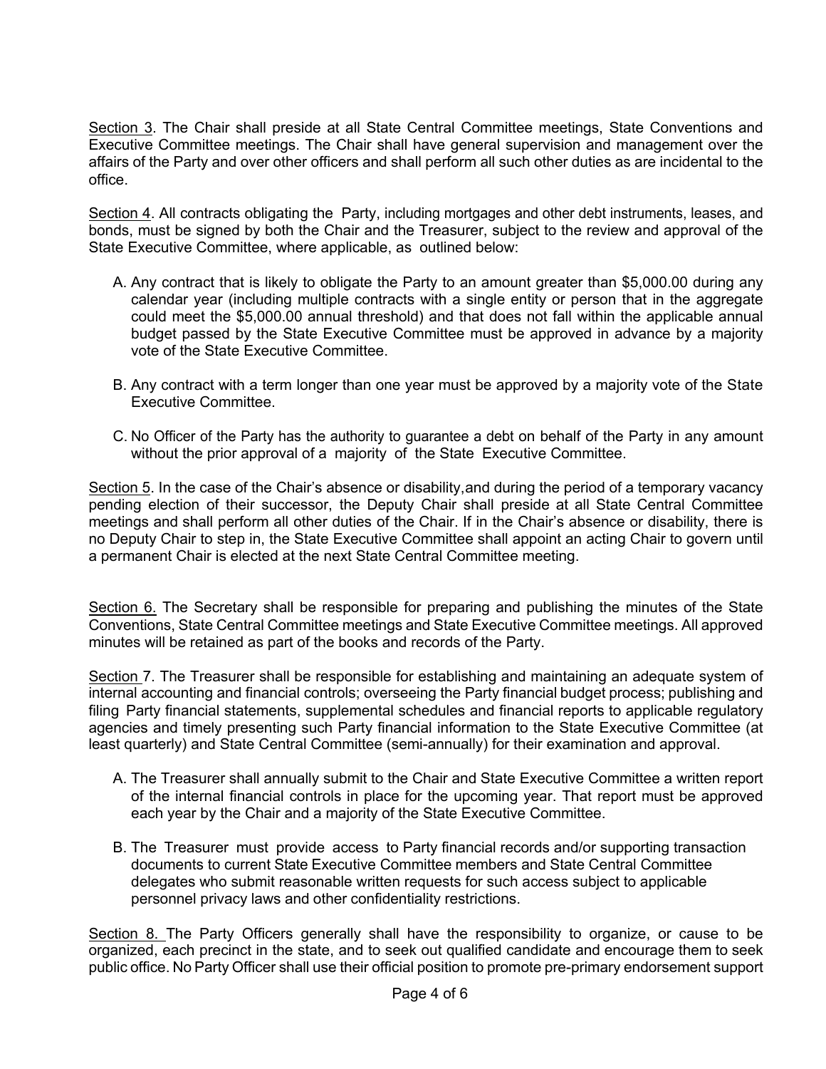Section 3. The Chair shall preside at all State Central Committee meetings, State Conventions and Executive Committee meetings. The Chair shall have general supervision and management over the affairs of the Party and over other officers and shall perform all such other duties as are incidental to the office.

Section 4. All contracts obligating the Party, including mortgages and other debt instruments, leases, and bonds, must be signed by both the Chair and the Treasurer, subject to the review and approval of the State Executive Committee, where applicable, as outlined below:

A. Any contract that is likely to obligate the Party to an amount greater than $5,000.00 during any calendar year (including multiple contracts with a single entity or person that in the aggregate could meet the $5,000.00 annual threshold) and that does not fall within the applicable annual budget passed by the State Executive Committee must be approved in advance by a majority vote of the State Executive Committee.

B. Any contract with a term longer than one year must be approved by a majority vote of the State Executive Committee.

C. No Officer of the Party has the authority to guarantee a debt on behalf of the Party in any amount without the prior approval of a majority of the State Executive Committee.

Section 5. In the case of the Chair's absence or disability,and during the period of a temporary vacancy pending election of their successor, the Deputy Chair shall preside at all State Central Committee meetings and shall perform all other duties of the Chair. If in the Chair's absence or disability, there is no Deputy Chair to step in, the State Executive Committee shall appoint an acting Chair to govern until a permanent Chair is elected at the next State Central Committee meeting.

Section 6. The Secretary shall be responsible for preparing and publishing the minutes of the State Conventions, State Central Committee meetings and State Executive Committee meetings. All approved minutes will be retained as part of the books and records of the Party.

Section 7. The Treasurer shall be responsible for establishing and maintaining an adequate system of internal accounting and financial controls; overseeing the Party financial budget process; publishing and filing Party financial statements, supplemental schedules and financial reports to applicable regulatory agencies and timely presenting such Party financial information to the State Executive Committee (at least quarterly) and State Central Committee (semi-annually) for their examination and approval.

A. The Treasurer shall annually submit to the Chair and State Executive Committee a written report of the internal financial controls in place for the upcoming year. That report must be approved each year by the Chair and a majority of the State Executive Committee.

B. The Treasurer must provide access to Party financial records and/or supporting transaction documents to current State Executive Committee members and State Central Committee delegates who submit reasonable written requests for such access subject to applicable personnel privacy laws and other confidentiality restrictions.

Section 8. The Party Officers generally shall have the responsibility to organize, or cause to be organized, each precinct in the state, and to seek out qualified candidate and encourage them to seek public office. No Party Officer shall use their official position to promote pre-primary endorsement support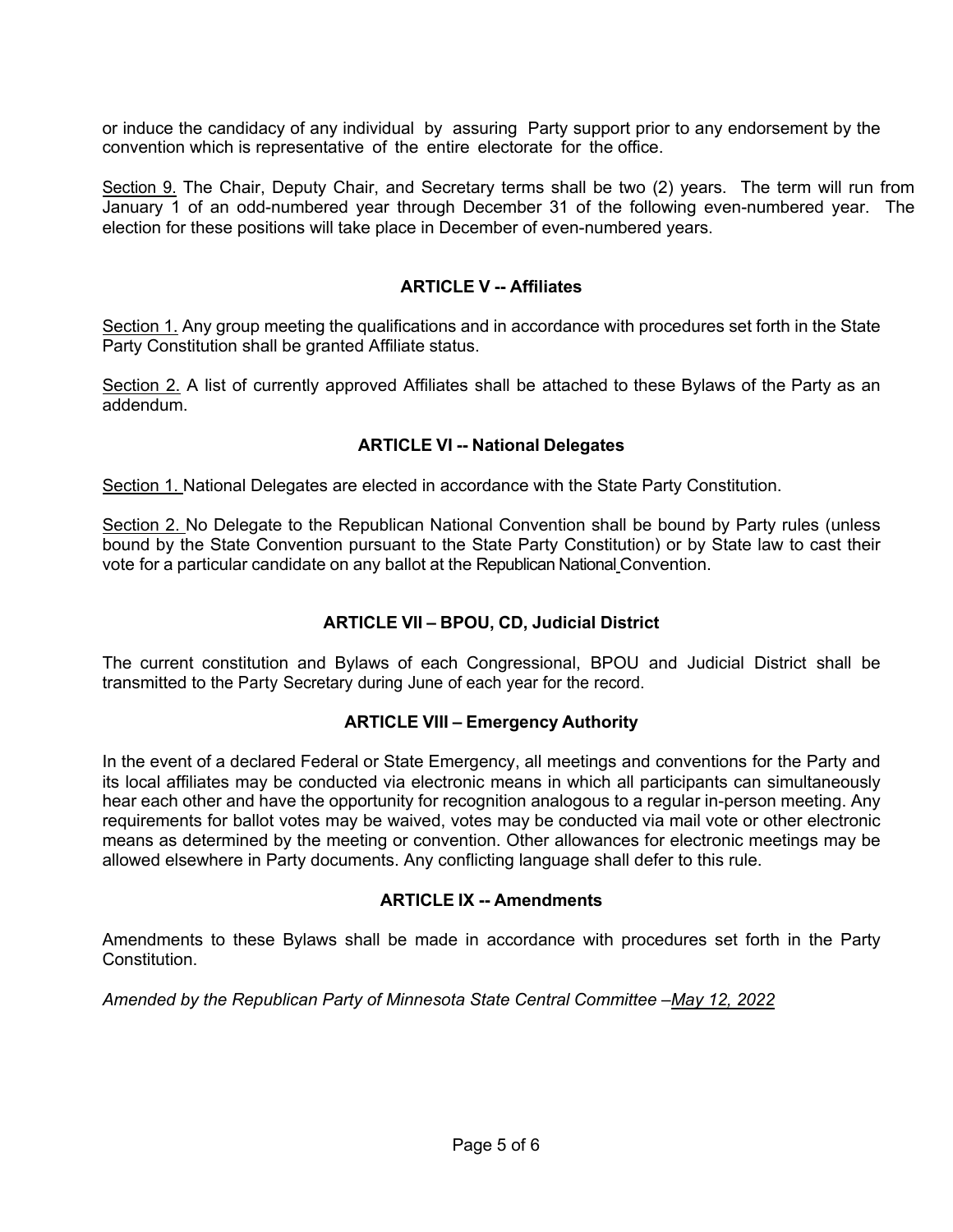or induce the candidacy of any individual by assuring Party support prior to any endorsement by the convention which is representative of the entire electorate for the office.

Section 9. The Chair, Deputy Chair, and Secretary terms shall be two (2) years. The term will run from January 1 of an odd-numbered year through December 31 of the following even-numbered year. The election for these positions will take place in December of even-numbered years.

## ARTICLE V -- Affiliates

Section 1. Any group meeting the qualifications and in accordance with procedures set forth in the State Party Constitution shall be granted Affiliate status.

Section 2. A list of currently approved Affiliates shall be attached to these Bylaws of the Party as an addendum.

## ARTICLE VI -- National Delegates

Section 1. National Delegates are elected in accordance with the State Party Constitution.

Section 2. No Delegate to the Republican National Convention shall be bound by Party rules (unless bound by the State Convention pursuant to the State Party Constitution) or by State law to cast their vote for a particular candidate on any ballot at the Republican National Convention.

## ARTICLE VII – BPOU, CD, Judicial District

The current constitution and Bylaws of each Congressional, BPOU and Judicial District shall be transmitted to the Party Secretary during June of each year for the record.

## ARTICLE VIII – Emergency Authority

In the event of a declared Federal or State Emergency, all meetings and conventions for the Party and its local affiliates may be conducted via electronic means in which all participants can simultaneously hear each other and have the opportunity for recognition analogous to a regular in-person meeting. Any requirements for ballot votes may be waived, votes may be conducted via mail vote or other electronic means as determined by the meeting or convention. Other allowances for electronic meetings may be allowed elsewhere in Party documents. Any conflicting language shall defer to this rule.

## ARTICLE IX -- Amendments

Amendments to these Bylaws shall be made in accordance with procedures set forth in the Party Constitution.

*Amended by the Republican Party of Minnesota State Central Committee –May 12, 2022*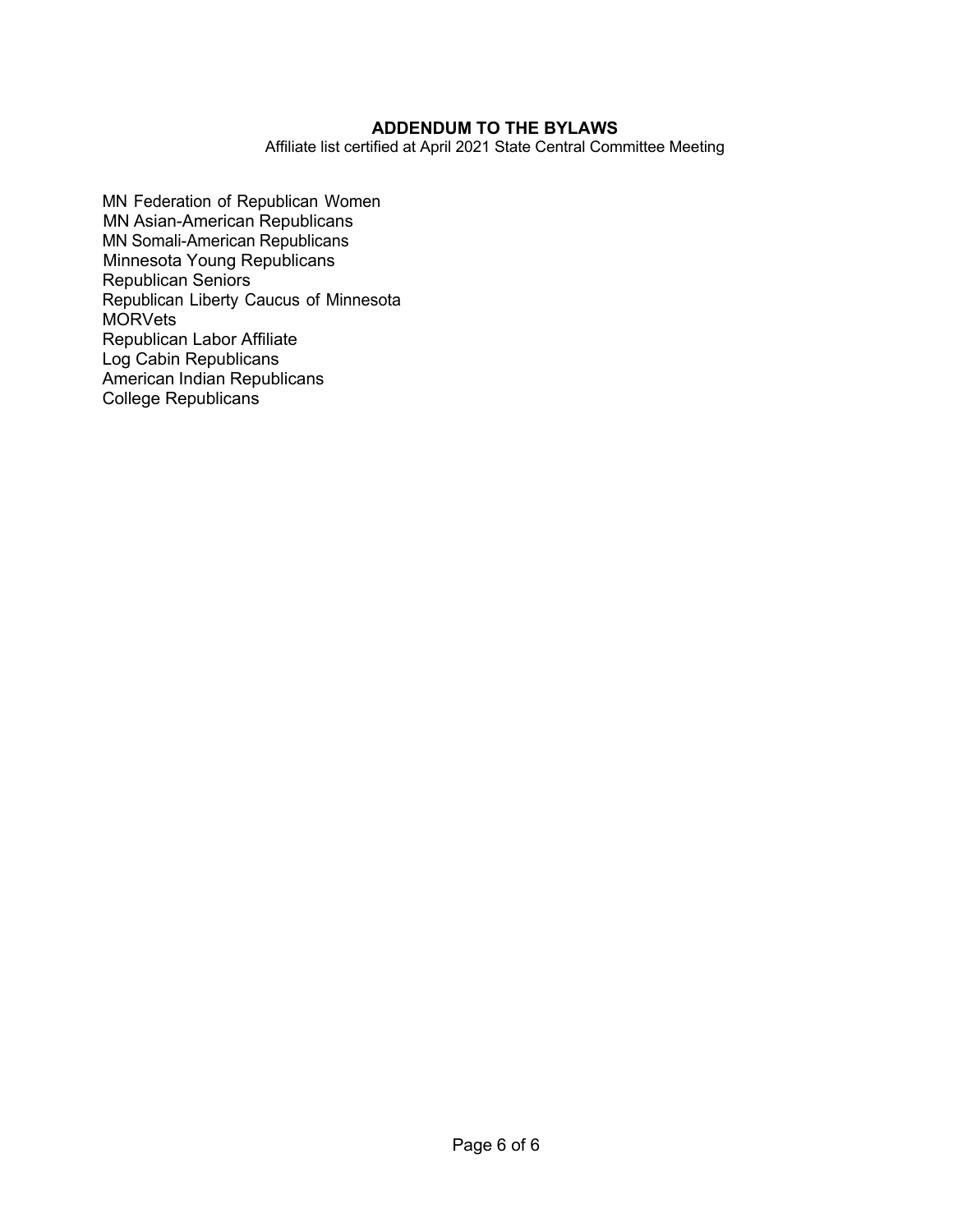## ADDENDUM TO THE BYLAWS

Affiliate list certified at April 2021 State Central Committee Meeting

MN Federation of Republican Women
MN Asian-American Republicans
MN Somali-American Republicans
Minnesota Young Republicans
Republican Seniors
Republican Liberty Caucus of Minnesota
MORVets
Republican Labor Affiliate
Log Cabin Republicans
American Indian Republicans
College Republicans